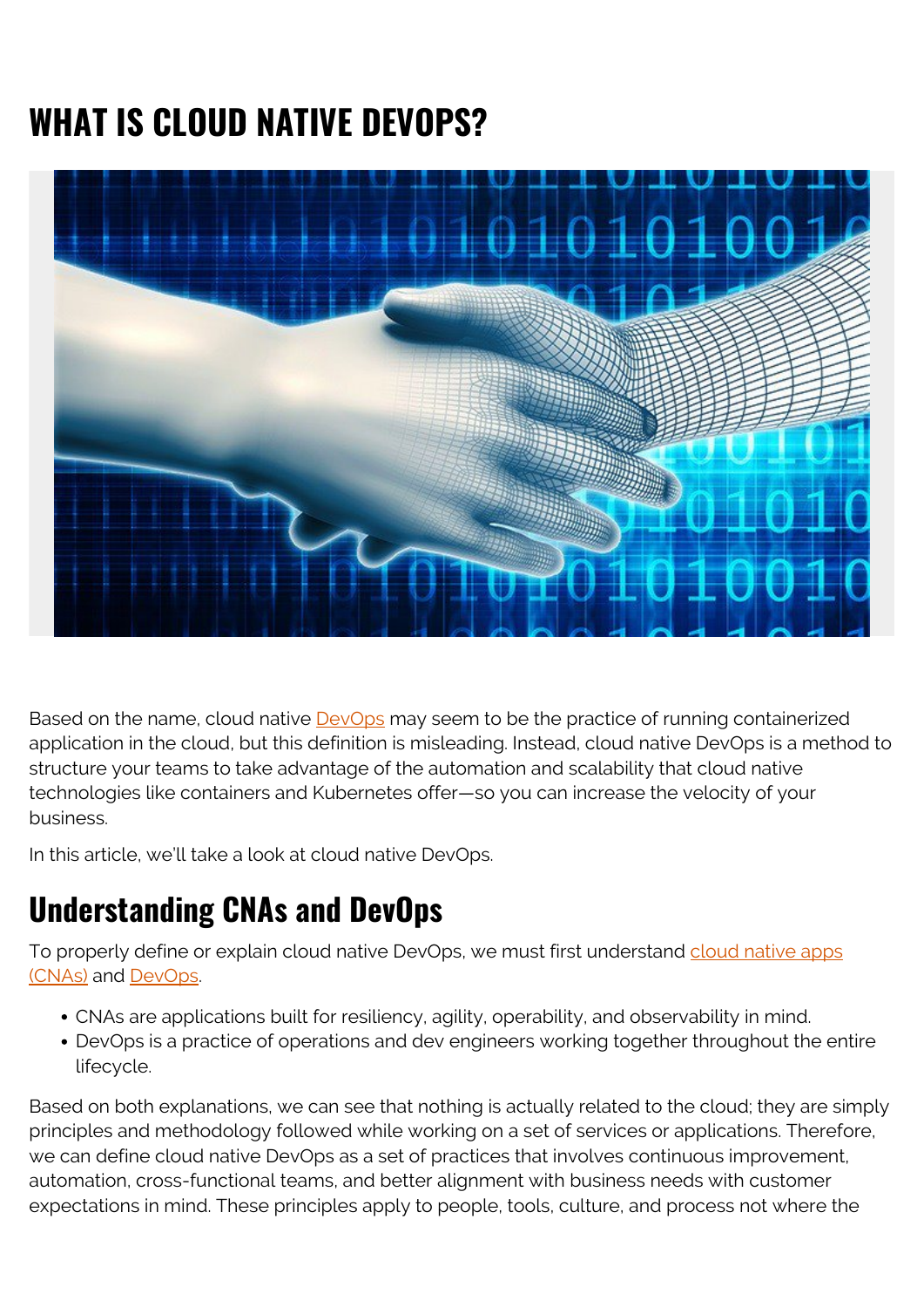# WHAT IS CLOUD NATIVE DEVOPS?

Based on the name, cloud native DevOps may seem to be the practice of running containerized application in the cloud, but this definition is misleading. Instead, cloud native DevOps is a method to structure your teams to take advantage of the automation and scalability that cloud native technologies like containers and Kubernetes offer—so you can increase the velocity of your business.

In this article, we'll take a look at cloud native DevOps.

## Understanding CNAs and DevOps

To properly define or explain cloud native DevOps, we must first understand cloud native apps (CNAs) and DevOps.

- CNAs are applications built for resiliency, agility, operability, and observability in mind.
- DevOps is a practice of operations and dev engineers working together throughout the entire lifecycle.

Based on both explanations, we can see that nothing is actually related to the cloud; they are simply principles and methodology followed while working on a set of services or applications. Therefore, we can define cloud native DevOps as a set of practices that involves continuous improvement, automation, cross-functional teams, and better alignment with business needs with customer expectations in mind. These principles apply to people, tools, culture, and process not where the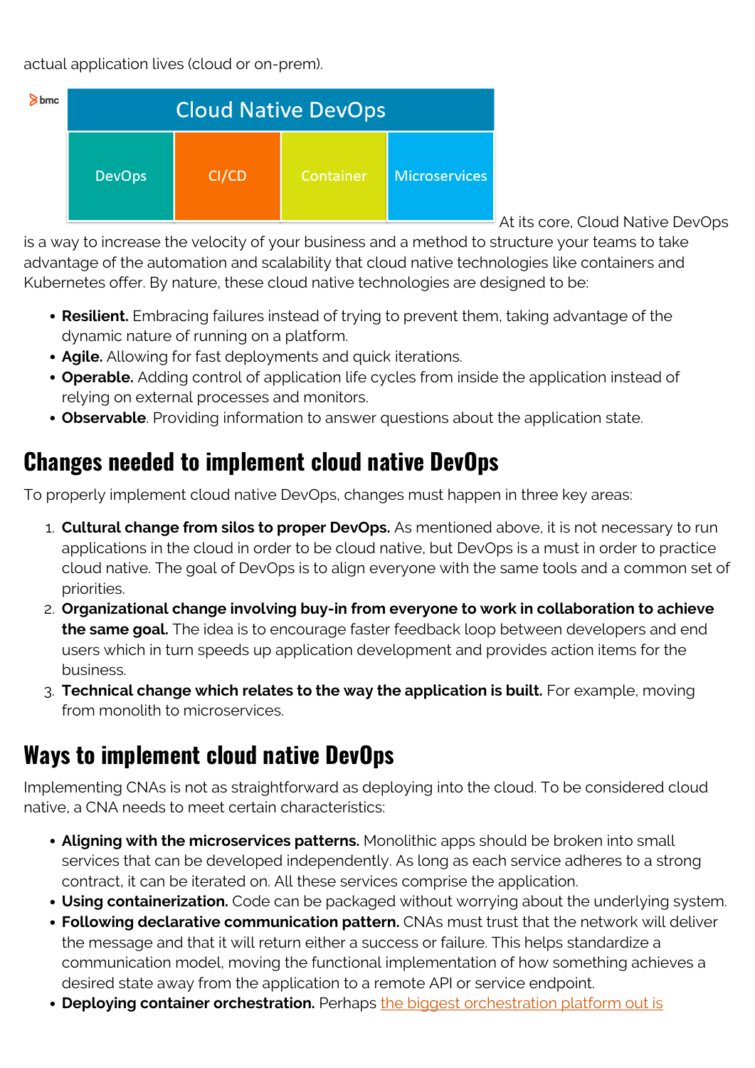actual application lives (cloud or on-prem).

At its core, Cloud Native DevOps is a way to increase the velocity of your business and a method to structure your teams to take advantage of the automation and scalability that cloud native technologies like containers and Kubernetes offer. By nature, these cloud native technologies are designed to be:

- **Resilient.** Embracing failures instead of trying to prevent them, taking advantage of the dynamic nature of running on a platform.
- **Agile.** Allowing for fast deployments and quick iterations.
- **Operable.** Adding control of application life cycles from inside the application instead of relying on external processes and monitors.
- **Observable**. Providing information to answer questions about the application state.

## Changes needed to implement cloud native DevOps

To properly implement cloud native DevOps, changes must happen in three key areas:

1. **Cultural change from silos to proper DevOps.** As mentioned above, it is not necessary to run applications in the cloud in order to be cloud native, but DevOps is a must in order to practice cloud native. The goal of DevOps is to align everyone with the same tools and a common set of priorities.
2. **Organizational change involving buy-in from everyone to work in collaboration to achieve the same goal.** The idea is to encourage faster feedback loop between developers and end users which in turn speeds up application development and provides action items for the business.
3. **Technical change which relates to the way the application is built.** For example, moving from monolith to microservices.

## Ways to implement cloud native DevOps

Implementing CNAs is not as straightforward as deploying into the cloud. To be considered cloud native, a CNA needs to meet certain characteristics:

- **Aligning with the microservices patterns.** Monolithic apps should be broken into small services that can be developed independently. As long as each service adheres to a strong contract, it can be iterated on. All these services comprise the application.
- **Using containerization.** Code can be packaged without worrying about the underlying system.
- **Following declarative communication pattern.** CNAs must trust that the network will deliver the message and that it will return either a success or failure. This helps standardize a communication model, moving the functional implementation of how something achieves a desired state away from the application to a remote API or service endpoint.
- **Deploying container orchestration.** Perhaps the biggest orchestration platform out is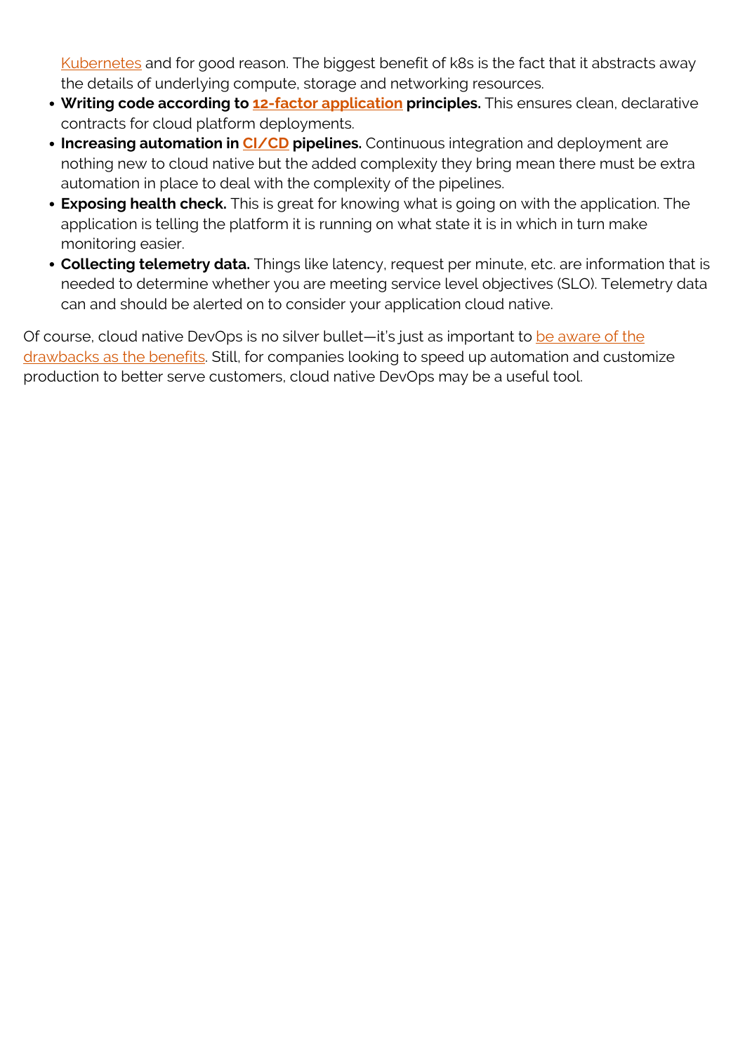Kubernetes and for good reason. The biggest benefit of k8s is the fact that it abstracts away the details of underlying compute, storage and networking resources.
- **Writing code according to 12-factor application principles.** This ensures clean, declarative contracts for cloud platform deployments.
- **Increasing automation in CI/CD pipelines.** Continuous integration and deployment are nothing new to cloud native but the added complexity they bring mean there must be extra automation in place to deal with the complexity of the pipelines.
- **Exposing health check.** This is great for knowing what is going on with the application. The application is telling the platform it is running on what state it is in which in turn make monitoring easier.
- **Collecting telemetry data.** Things like latency, request per minute, etc. are information that is needed to determine whether you are meeting service level objectives (SLO). Telemetry data can and should be alerted on to consider your application cloud native.

Of course, cloud native DevOps is no silver bullet—it's just as important to be aware of the drawbacks as the benefits. Still, for companies looking to speed up automation and customize production to better serve customers, cloud native DevOps may be a useful tool.